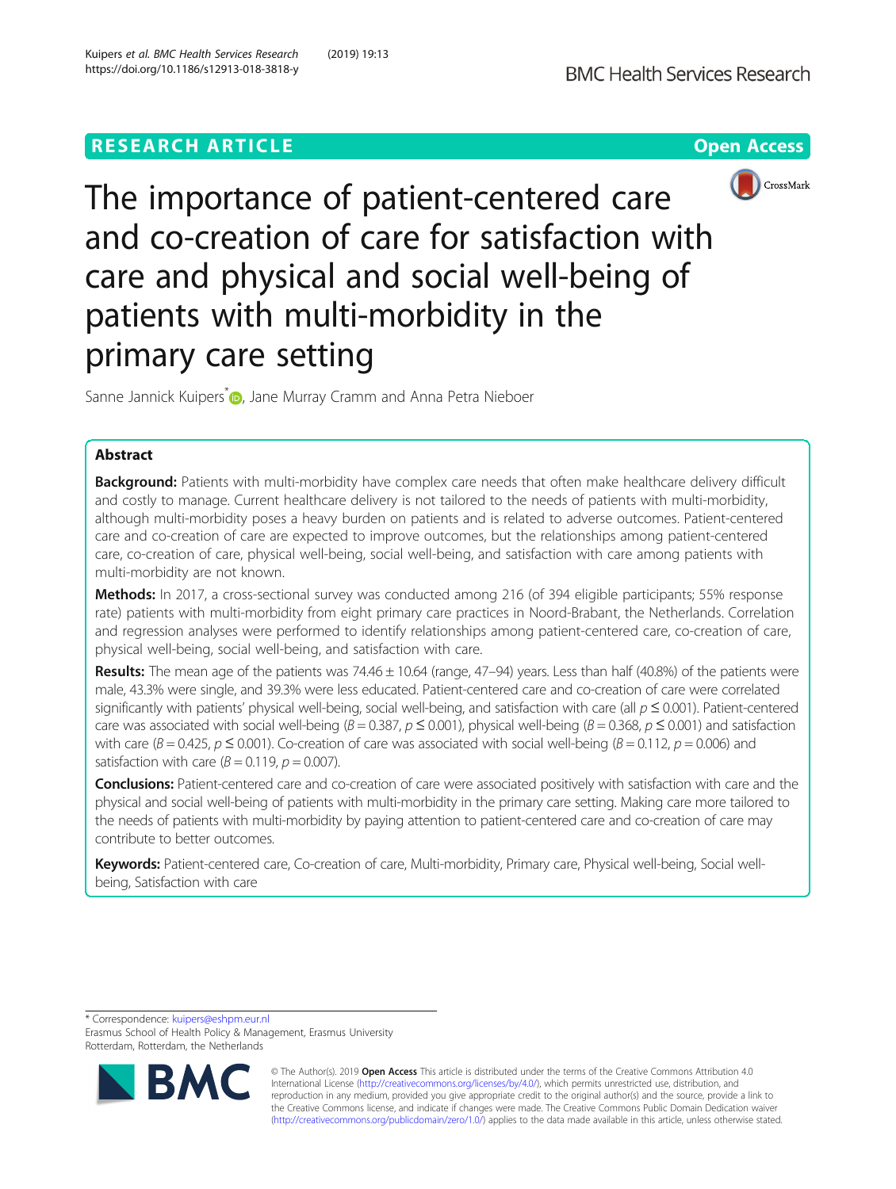RESEARCH ARTICLE

Open Access

# The importance of patient-centered care and co-creation of care for satisfaction with care and physical and social well-being of patients with multi-morbidity in the primary care setting

Sanne Jannick Kuipers*, Jane Murray Cramm and Anna Petra Nieboer

## Abstract

**Background:** Patients with multi-morbidity have complex care needs that often make healthcare delivery difficult and costly to manage. Current healthcare delivery is not tailored to the needs of patients with multi-morbidity, although multi-morbidity poses a heavy burden on patients and is related to adverse outcomes. Patient-centered care and co-creation of care are expected to improve outcomes, but the relationships among patient-centered care, co-creation of care, physical well-being, social well-being, and satisfaction with care among patients with multi-morbidity are not known.

**Methods:** In 2017, a cross-sectional survey was conducted among 216 (of 394 eligible participants; 55% response rate) patients with multi-morbidity from eight primary care practices in Noord-Brabant, the Netherlands. Correlation and regression analyses were performed to identify relationships among patient-centered care, co-creation of care, physical well-being, social well-being, and satisfaction with care.

**Results:** The mean age of the patients was 74.46 ± 10.64 (range, 47–94) years. Less than half (40.8%) of the patients were male, 43.3% were single, and 39.3% were less educated. Patient-centered care and co-creation of care were correlated significantly with patients' physical well-being, social well-being, and satisfaction with care (all $p \leq 0.001$). Patient-centered care was associated with social well-being ($B = 0.387$, $p \leq 0.001$), physical well-being ($B = 0.368$, $p \leq 0.001$) and satisfaction with care ($B = 0.425$, $p \leq 0.001$). Co-creation of care was associated with social well-being ($B = 0.112$, $p = 0.006$) and satisfaction with care ($B = 0.119$, $p = 0.007$).

**Conclusions:** Patient-centered care and co-creation of care were associated positively with satisfaction with care and the physical and social well-being of patients with multi-morbidity in the primary care setting. Making care more tailored to the needs of patients with multi-morbidity by paying attention to patient-centered care and co-creation of care may contribute to better outcomes.

**Keywords:** Patient-centered care, Co-creation of care, Multi-morbidity, Primary care, Physical well-being, Social well-being, Satisfaction with care

* Correspondence: kuipers@eshpm.eur.nl
Erasmus School of Health Policy & Management, Erasmus University Rotterdam, Rotterdam, the Netherlands

© The Author(s). 2019 **Open Access** This article is distributed under the terms of the Creative Commons Attribution 4.0 International License (http://creativecommons.org/licenses/by/4.0/), which permits unrestricted use, distribution, and reproduction in any medium, provided you give appropriate credit to the original author(s) and the source, provide a link to the Creative Commons license, and indicate if changes were made. The Creative Commons Public Domain Dedication waiver (http://creativecommons.org/publicdomain/zero/1.0/) applies to the data made available in this article, unless otherwise stated.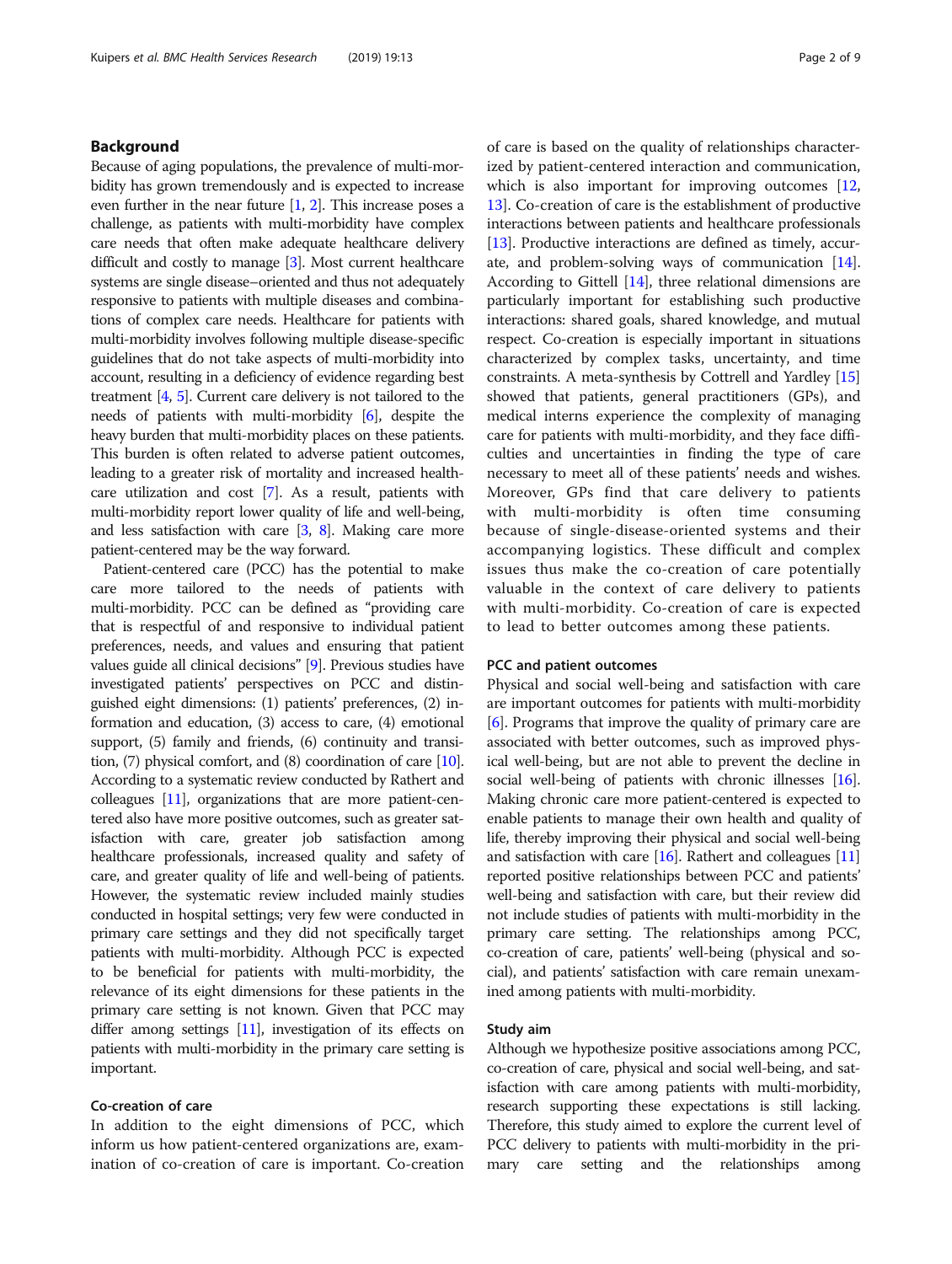## Background

Because of aging populations, the prevalence of multi-morbidity has grown tremendously and is expected to increase even further in the near future [1, 2]. This increase poses a challenge, as patients with multi-morbidity have complex care needs that often make adequate healthcare delivery difficult and costly to manage [3]. Most current healthcare systems are single disease–oriented and thus not adequately responsive to patients with multiple diseases and combinations of complex care needs. Healthcare for patients with multi-morbidity involves following multiple disease-specific guidelines that do not take aspects of multi-morbidity into account, resulting in a deficiency of evidence regarding best treatment [4, 5]. Current care delivery is not tailored to the needs of patients with multi-morbidity [6], despite the heavy burden that multi-morbidity places on these patients. This burden is often related to adverse patient outcomes, leading to a greater risk of mortality and increased healthcare utilization and cost [7]. As a result, patients with multi-morbidity report lower quality of life and well-being, and less satisfaction with care [3, 8]. Making care more patient-centered may be the way forward.

Patient-centered care (PCC) has the potential to make care more tailored to the needs of patients with multi-morbidity. PCC can be defined as "providing care that is respectful of and responsive to individual patient preferences, needs, and values and ensuring that patient values guide all clinical decisions" [9]. Previous studies have investigated patients' perspectives on PCC and distinguished eight dimensions: (1) patients' preferences, (2) information and education, (3) access to care, (4) emotional support, (5) family and friends, (6) continuity and transition, (7) physical comfort, and (8) coordination of care [10]. According to a systematic review conducted by Rathert and colleagues [11], organizations that are more patient-centered also have more positive outcomes, such as greater satisfaction with care, greater job satisfaction among healthcare professionals, increased quality and safety of care, and greater quality of life and well-being of patients. However, the systematic review included mainly studies conducted in hospital settings; very few were conducted in primary care settings and they did not specifically target patients with multi-morbidity. Although PCC is expected to be beneficial for patients with multi-morbidity, the relevance of its eight dimensions for these patients in the primary care setting is not known. Given that PCC may differ among settings [11], investigation of its effects on patients with multi-morbidity in the primary care setting is important.

### Co-creation of care

In addition to the eight dimensions of PCC, which inform us how patient-centered organizations are, examination of co-creation of care is important. Co-creation of care is based on the quality of relationships characterized by patient-centered interaction and communication, which is also important for improving outcomes [12, 13]. Co-creation of care is the establishment of productive interactions between patients and healthcare professionals [13]. Productive interactions are defined as timely, accurate, and problem-solving ways of communication [14]. According to Gittell [14], three relational dimensions are particularly important for establishing such productive interactions: shared goals, shared knowledge, and mutual respect. Co-creation is especially important in situations characterized by complex tasks, uncertainty, and time constraints. A meta-synthesis by Cottrell and Yardley [15] showed that patients, general practitioners (GPs), and medical interns experience the complexity of managing care for patients with multi-morbidity, and they face difficulties and uncertainties in finding the type of care necessary to meet all of these patients' needs and wishes. Moreover, GPs find that care delivery to patients with multi-morbidity is often time consuming because of single-disease-oriented systems and their accompanying logistics. These difficult and complex issues thus make the co-creation of care potentially valuable in the context of care delivery to patients with multi-morbidity. Co-creation of care is expected to lead to better outcomes among these patients.

### PCC and patient outcomes

Physical and social well-being and satisfaction with care are important outcomes for patients with multi-morbidity [6]. Programs that improve the quality of primary care are associated with better outcomes, such as improved physical well-being, but are not able to prevent the decline in social well-being of patients with chronic illnesses [16]. Making chronic care more patient-centered is expected to enable patients to manage their own health and quality of life, thereby improving their physical and social well-being and satisfaction with care [16]. Rathert and colleagues [11] reported positive relationships between PCC and patients' well-being and satisfaction with care, but their review did not include studies of patients with multi-morbidity in the primary care setting. The relationships among PCC, co-creation of care, patients' well-being (physical and social), and patients' satisfaction with care remain unexamined among patients with multi-morbidity.

### Study aim

Although we hypothesize positive associations among PCC, co-creation of care, physical and social well-being, and satisfaction with care among patients with multi-morbidity, research supporting these expectations is still lacking. Therefore, this study aimed to explore the current level of PCC delivery to patients with multi-morbidity in the primary care setting and the relationships among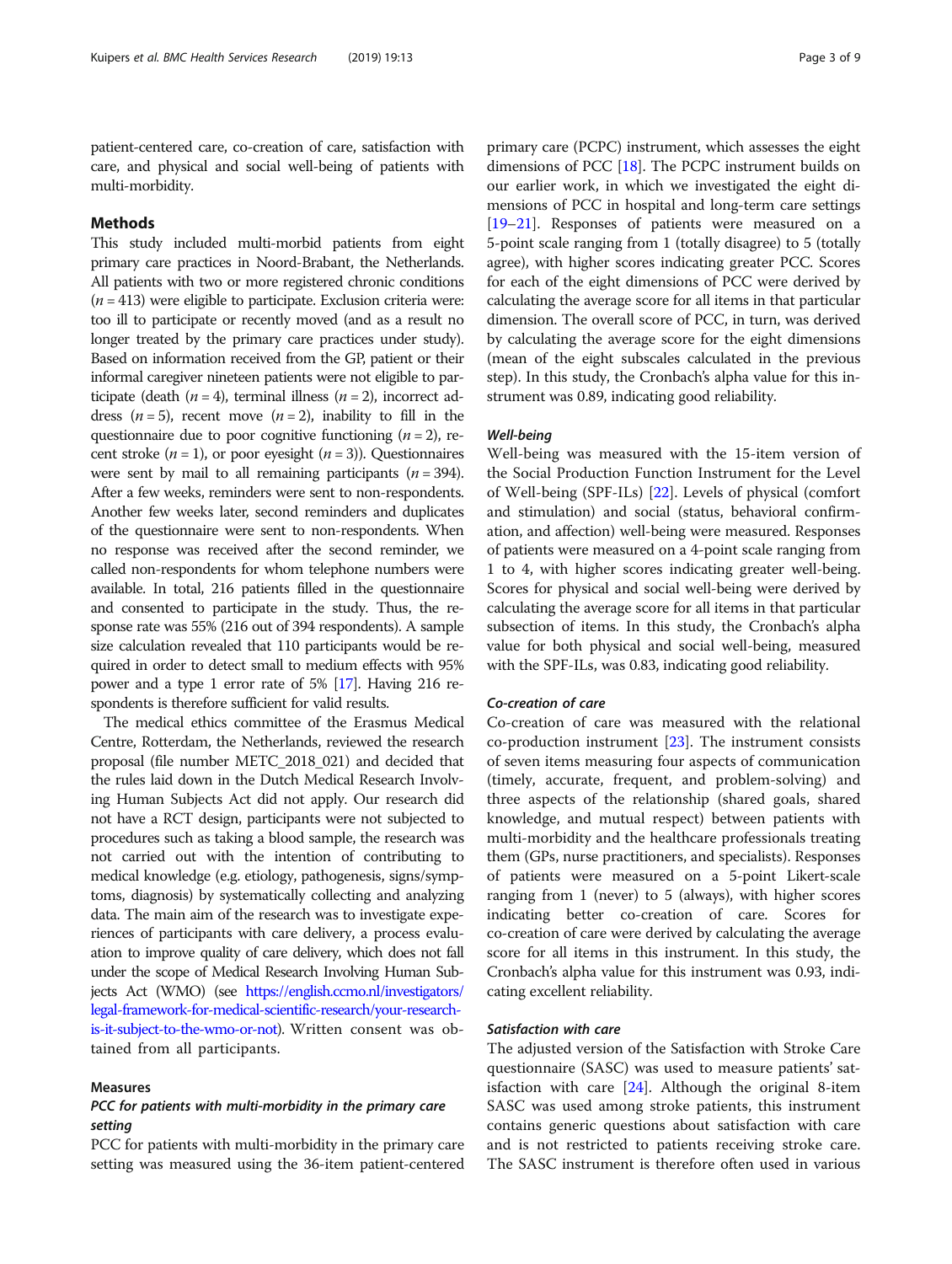patient-centered care, co-creation of care, satisfaction with care, and physical and social well-being of patients with multi-morbidity.

## Methods

This study included multi-morbid patients from eight primary care practices in Noord-Brabant, the Netherlands. All patients with two or more registered chronic conditions ($n = 413$) were eligible to participate. Exclusion criteria were: too ill to participate or recently moved (and as a result no longer treated by the primary care practices under study). Based on information received from the GP, patient or their informal caregiver nineteen patients were not eligible to participate (death ($n = 4$), terminal illness ($n = 2$), incorrect address ($n = 5$), recent move ($n = 2$), inability to fill in the questionnaire due to poor cognitive functioning ($n = 2$), recent stroke ($n = 1$), or poor eyesight ($n = 3$)). Questionnaires were sent by mail to all remaining participants ($n = 394$). After a few weeks, reminders were sent to non-respondents. Another few weeks later, second reminders and duplicates of the questionnaire were sent to non-respondents. When no response was received after the second reminder, we called non-respondents for whom telephone numbers were available. In total, 216 patients filled in the questionnaire and consented to participate in the study. Thus, the response rate was 55% (216 out of 394 respondents). A sample size calculation revealed that 110 participants would be required in order to detect small to medium effects with 95% power and a type 1 error rate of 5% [17]. Having 216 respondents is therefore sufficient for valid results.

The medical ethics committee of the Erasmus Medical Centre, Rotterdam, the Netherlands, reviewed the research proposal (file number METC_2018_021) and decided that the rules laid down in the Dutch Medical Research Involving Human Subjects Act did not apply. Our research did not have a RCT design, participants were not subjected to procedures such as taking a blood sample, the research was not carried out with the intention of contributing to medical knowledge (e.g. etiology, pathogenesis, signs/symptoms, diagnosis) by systematically collecting and analyzing data. The main aim of the research was to investigate experiences of participants with care delivery, a process evaluation to improve quality of care delivery, which does not fall under the scope of Medical Research Involving Human Subjects Act (WMO) (see https://english.ccmo.nl/investigators/legal-framework-for-medical-scientific-research/your-research-is-it-subject-to-the-wmo-or-not). Written consent was obtained from all participants.

### Measures

#### *PCC for patients with multi-morbidity in the primary care setting*

PCC for patients with multi-morbidity in the primary care setting was measured using the 36-item patient-centered primary care (PCPC) instrument, which assesses the eight dimensions of PCC [18]. The PCPC instrument builds on our earlier work, in which we investigated the eight dimensions of PCC in hospital and long-term care settings [19–21]. Responses of patients were measured on a 5-point scale ranging from 1 (totally disagree) to 5 (totally agree), with higher scores indicating greater PCC. Scores for each of the eight dimensions of PCC were derived by calculating the average score for all items in that particular dimension. The overall score of PCC, in turn, was derived by calculating the average score for the eight dimensions (mean of the eight subscales calculated in the previous step). In this study, the Cronbach's alpha value for this instrument was 0.89, indicating good reliability.

#### *Well-being*

Well-being was measured with the 15-item version of the Social Production Function Instrument for the Level of Well-being (SPF-ILs) [22]. Levels of physical (comfort and stimulation) and social (status, behavioral confirmation, and affection) well-being were measured. Responses of patients were measured on a 4-point scale ranging from 1 to 4, with higher scores indicating greater well-being. Scores for physical and social well-being were derived by calculating the average score for all items in that particular subsection of items. In this study, the Cronbach's alpha value for both physical and social well-being, measured with the SPF-ILs, was 0.83, indicating good reliability.

#### *Co-creation of care*

Co-creation of care was measured with the relational co-production instrument [23]. The instrument consists of seven items measuring four aspects of communication (timely, accurate, frequent, and problem-solving) and three aspects of the relationship (shared goals, shared knowledge, and mutual respect) between patients with multi-morbidity and the healthcare professionals treating them (GPs, nurse practitioners, and specialists). Responses of patients were measured on a 5-point Likert-scale ranging from 1 (never) to 5 (always), with higher scores indicating better co-creation of care. Scores for co-creation of care were derived by calculating the average score for all items in this instrument. In this study, the Cronbach's alpha value for this instrument was 0.93, indicating excellent reliability.

#### *Satisfaction with care*

The adjusted version of the Satisfaction with Stroke Care questionnaire (SASC) was used to measure patients' satisfaction with care [24]. Although the original 8-item SASC was used among stroke patients, this instrument contains generic questions about satisfaction with care and is not restricted to patients receiving stroke care. The SASC instrument is therefore often used in various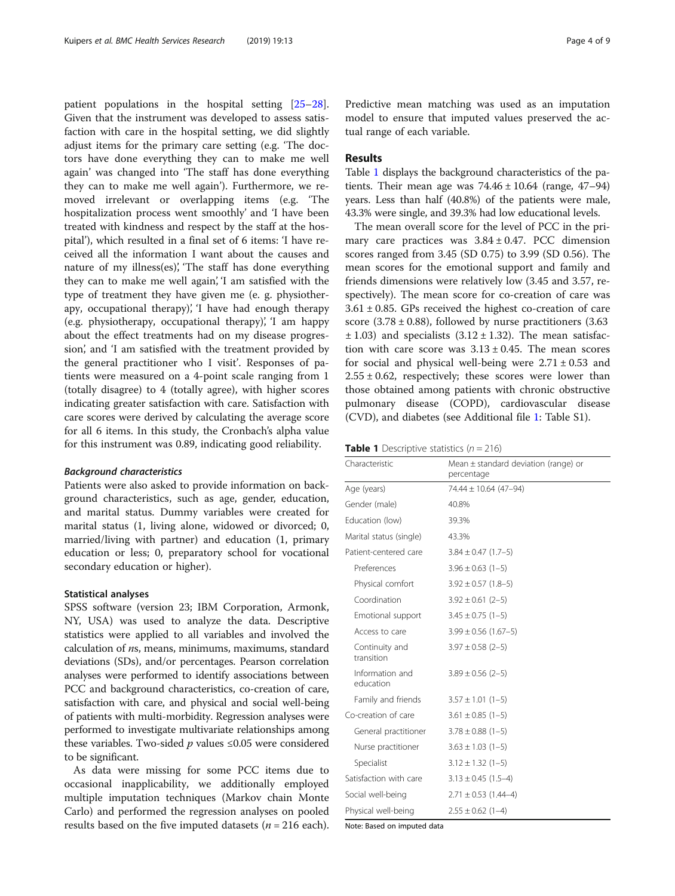patient populations in the hospital setting [25–28]. Given that the instrument was developed to assess satisfaction with care in the hospital setting, we did slightly adjust items for the primary care setting (e.g. 'The doctors have done everything they can to make me well again' was changed into 'The staff has done everything they can to make me well again'). Furthermore, we removed irrelevant or overlapping items (e.g. 'The hospitalization process went smoothly' and 'I have been treated with kindness and respect by the staff at the hospital'), which resulted in a final set of 6 items: 'I have received all the information I want about the causes and nature of my illness(es)', 'The staff has done everything they can to make me well again', 'I am satisfied with the type of treatment they have given me (e. g. physiotherapy, occupational therapy)', 'I have had enough therapy (e.g. physiotherapy, occupational therapy)', 'I am happy about the effect treatments had on my disease progression', and 'I am satisfied with the treatment provided by the general practitioner who I visit'. Responses of patients were measured on a 4-point scale ranging from 1 (totally disagree) to 4 (totally agree), with higher scores indicating greater satisfaction with care. Satisfaction with care scores were derived by calculating the average score for all 6 items. In this study, the Cronbach's alpha value for this instrument was 0.89, indicating good reliability.

#### *Background characteristics*

Patients were also asked to provide information on background characteristics, such as age, gender, education, and marital status. Dummy variables were created for marital status (1, living alone, widowed or divorced; 0, married/living with partner) and education (1, primary education or less; 0, preparatory school for vocational secondary education or higher).

### Statistical analyses

SPSS software (version 23; IBM Corporation, Armonk, NY, USA) was used to analyze the data. Descriptive statistics were applied to all variables and involved the calculation of *n*s, means, minimums, maximums, standard deviations (SDs), and/or percentages. Pearson correlation analyses were performed to identify associations between PCC and background characteristics, co-creation of care, satisfaction with care, and physical and social well-being of patients with multi-morbidity. Regression analyses were performed to investigate multivariate relationships among these variables. Two-sided $p$ values ≤0.05 were considered to be significant.

As data were missing for some PCC items due to occasional inapplicability, we additionally employed multiple imputation techniques (Markov chain Monte Carlo) and performed the regression analyses on pooled results based on the five imputed datasets ($n = 216$ each). Predictive mean matching was used as an imputation model to ensure that imputed values preserved the actual range of each variable.

## Results

Table 1 displays the background characteristics of the patients. Their mean age was 74.46 ± 10.64 (range, 47–94) years. Less than half (40.8%) of the patients were male, 43.3% were single, and 39.3% had low educational levels.

The mean overall score for the level of PCC in the primary care practices was 3.84 ± 0.47. PCC dimension scores ranged from 3.45 (SD 0.75) to 3.99 (SD 0.56). The mean scores for the emotional support and family and friends dimensions were relatively low (3.45 and 3.57, respectively). The mean score for co-creation of care was 3.61 ± 0.85. GPs received the highest co-creation of care score (3.78 ± 0.88), followed by nurse practitioners (3.63 ± 1.03) and specialists (3.12 ± 1.32). The mean satisfaction with care score was 3.13 ± 0.45. The mean scores for social and physical well-being were 2.71 ± 0.53 and 2.55 ± 0.62, respectively; these scores were lower than those obtained among patients with chronic obstructive pulmonary disease (COPD), cardiovascular disease (CVD), and diabetes (see Additional file 1: Table S1).

**Table 1** Descriptive statistics ($n = 216$)

| Characteristic | Mean ± standard deviation (range) or percentage |
|---|---|
| Age (years) | 74.44 ± 10.64 (47–94) |
| Gender (male) | 40.8% |
| Education (low) | 39.3% |
| Marital status (single) | 43.3% |
| Patient-centered care | 3.84 ± 0.47 (1.7–5) |
| Preferences | 3.96 ± 0.63 (1–5) |
| Physical comfort | 3.92 ± 0.57 (1.8–5) |
| Coordination | 3.92 ± 0.61 (2–5) |
| Emotional support | 3.45 ± 0.75 (1–5) |
| Access to care | 3.99 ± 0.56 (1.67–5) |
| Continuity and transition | 3.97 ± 0.58 (2–5) |
| Information and education | 3.89 ± 0.56 (2–5) |
| Family and friends | 3.57 ± 1.01 (1–5) |
| Co-creation of care | 3.61 ± 0.85 (1–5) |
| General practitioner | 3.78 ± 0.88 (1–5) |
| Nurse practitioner | 3.63 ± 1.03 (1–5) |
| Specialist | 3.12 ± 1.32 (1–5) |
| Satisfaction with care | 3.13 ± 0.45 (1.5–4) |
| Social well-being | 2.71 ± 0.53 (1.44–4) |
| Physical well-being | 2.55 ± 0.62 (1–4) |

Note: Based on imputed data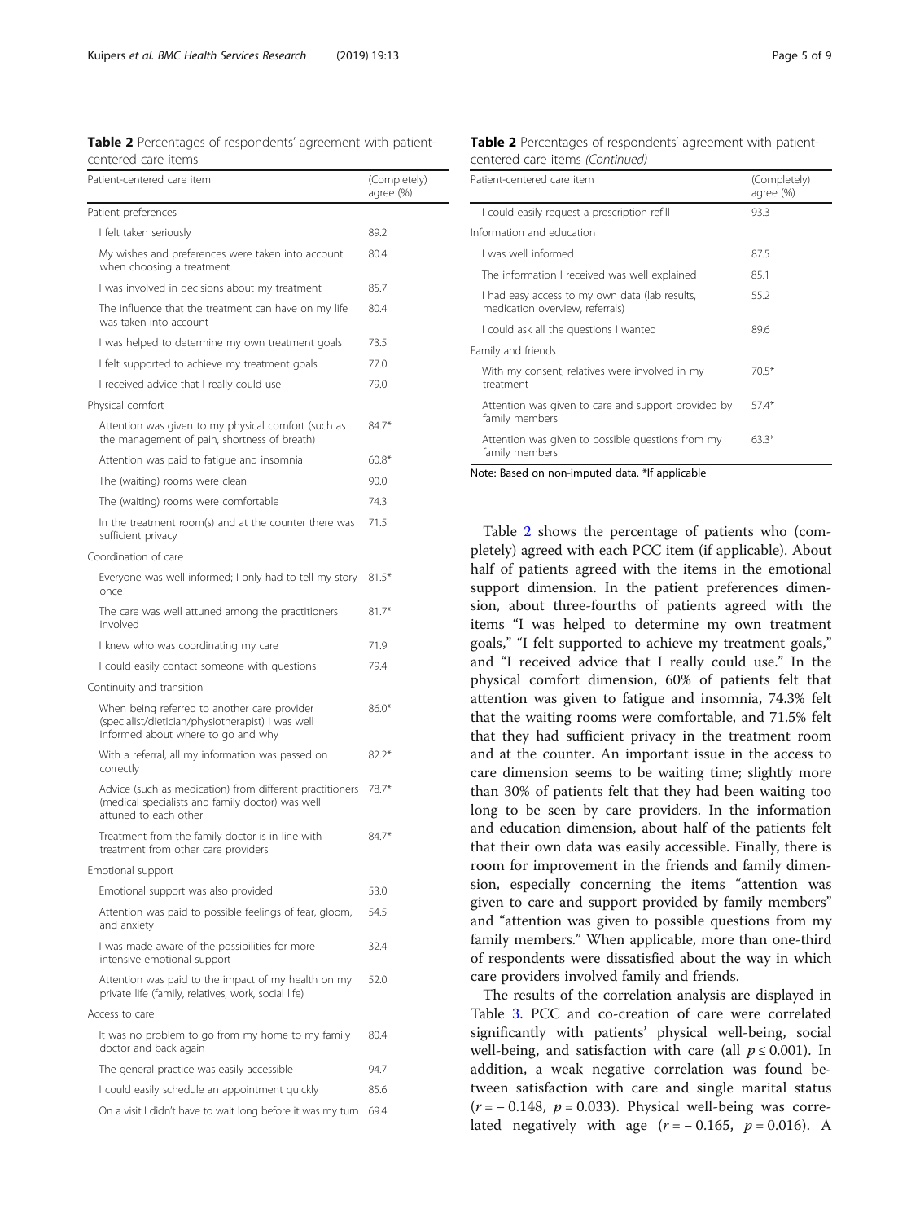**Table 2** Percentages of respondents' agreement with patient-centered care items

| Patient-centered care item | (Completely) agree (%) |
| --- | --- |
| Patient preferences | |
| I felt taken seriously | 89.2 |
| My wishes and preferences were taken into account when choosing a treatment | 80.4 |
| I was involved in decisions about my treatment | 85.7 |
| The influence that the treatment can have on my life was taken into account | 80.4 |
| I was helped to determine my own treatment goals | 73.5 |
| I felt supported to achieve my treatment goals | 77.0 |
| I received advice that I really could use | 79.0 |
| Physical comfort | |
| Attention was given to my physical comfort (such as the management of pain, shortness of breath) | 84.7* |
| Attention was paid to fatigue and insomnia | 60.8* |
| The (waiting) rooms were clean | 90.0 |
| The (waiting) rooms were comfortable | 74.3 |
| In the treatment room(s) and at the counter there was sufficient privacy | 71.5 |
| Coordination of care | |
| Everyone was well informed; I only had to tell my story once | 81.5* |
| The care was well attuned among the practitioners involved | 81.7* |
| I knew who was coordinating my care | 71.9 |
| I could easily contact someone with questions | 79.4 |
| Continuity and transition | |
| When being referred to another care provider (specialist/dietician/physiotherapist) I was well informed about where to go and why | 86.0* |
| With a referral, all my information was passed on correctly | 82.2* |
| Advice (such as medication) from different practitioners (medical specialists and family doctor) was well attuned to each other | 78.7* |
| Treatment from the family doctor is in line with treatment from other care providers | 84.7* |
| Emotional support | |
| Emotional support was also provided | 53.0 |
| Attention was paid to possible feelings of fear, gloom, and anxiety | 54.5 |
| I was made aware of the possibilities for more intensive emotional support | 32.4 |
| Attention was paid to the impact of my health on my private life (family, relatives, work, social life) | 52.0 |
| Access to care | |
| It was no problem to go from my home to my family doctor and back again | 80.4 |
| The general practice was easily accessible | 94.7 |
| I could easily schedule an appointment quickly | 85.6 |
| On a visit I didn't have to wait long before it was my turn | 69.4 |
| I could easily request a prescription refill | 93.3 |
| Information and education | |
| I was well informed | 87.5 |
| The information I received was well explained | 85.1 |
| I had easy access to my own data (lab results, medication overview, referrals) | 55.2 |
| I could ask all the questions I wanted | 89.6 |
| Family and friends | |
| With my consent, relatives were involved in my treatment | 70.5* |
| Attention was given to care and support provided by family members | 57.4* |
| Attention was given to possible questions from my family members | 63.3* |

Note: Based on non-imputed data. *If applicable

Table 2 shows the percentage of patients who (completely) agreed with each PCC item (if applicable). About half of patients agreed with the items in the emotional support dimension. In the patient preferences dimension, about three-fourths of patients agreed with the items "I was helped to determine my own treatment goals," "I felt supported to achieve my treatment goals," and "I received advice that I really could use." In the physical comfort dimension, 60% of patients felt that attention was given to fatigue and insomnia, 74.3% felt that the waiting rooms were comfortable, and 71.5% felt that they had sufficient privacy in the treatment room and at the counter. An important issue in the access to care dimension seems to be waiting time; slightly more than 30% of patients felt that they had been waiting too long to be seen by care providers. In the information and education dimension, about half of the patients felt that their own data was easily accessible. Finally, there is room for improvement in the friends and family dimension, especially concerning the items "attention was given to care and support provided by family members" and "attention was given to possible questions from my family members." When applicable, more than one-third of respondents were dissatisfied about the way in which care providers involved family and friends.

The results of the correlation analysis are displayed in Table 3. PCC and co-creation of care were correlated significantly with patients' physical well-being, social well-being, and satisfaction with care (all $p \leq 0.001$). In addition, a weak negative correlation was found between satisfaction with care and single marital status ($r = -0.148$, $p = 0.033$). Physical well-being was correlated negatively with age ($r = -0.165$, $p = 0.016$). A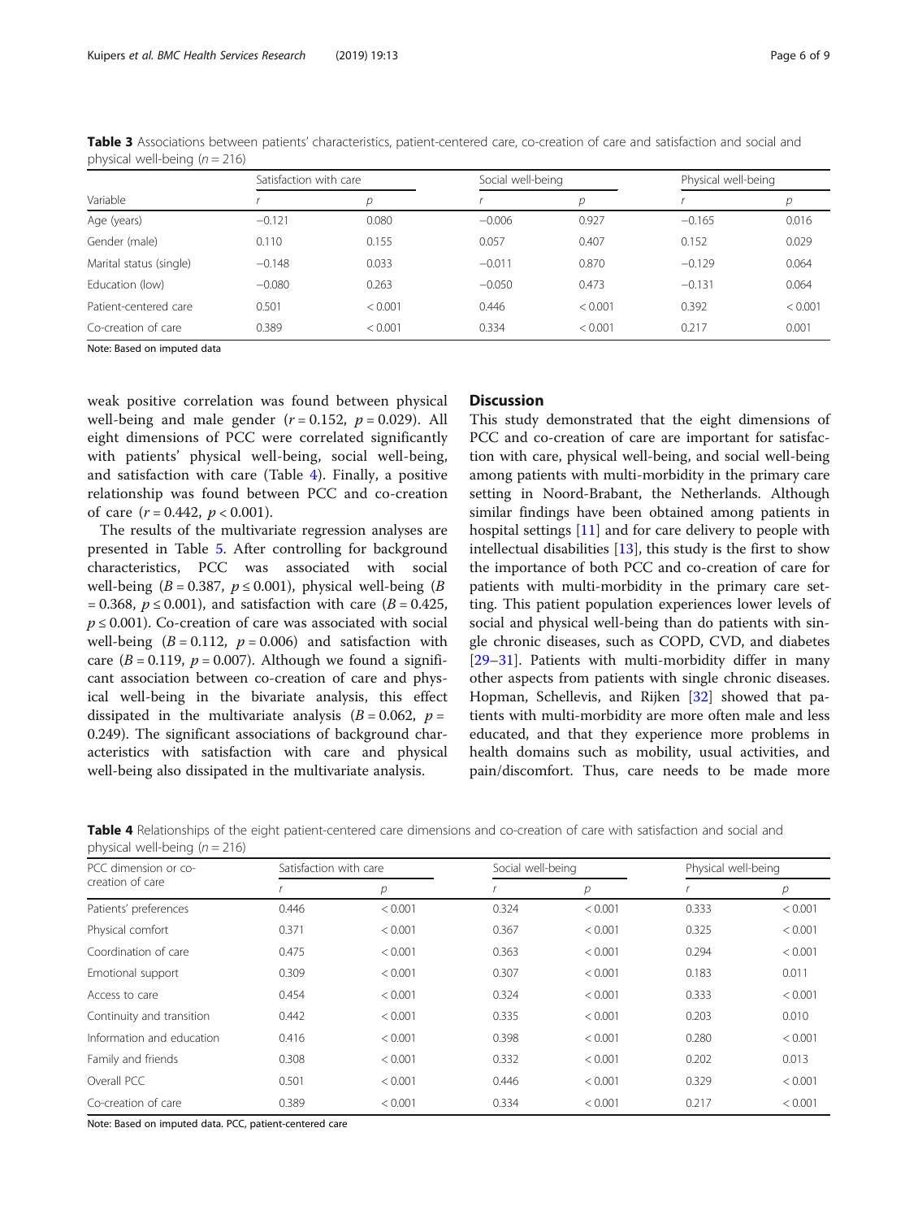**Table 3** Associations between patients' characteristics, patient-centered care, co-creation of care and satisfaction and social and physical well-being ($n = 216$)

| Variable | Satisfaction with care | | Social well-being | | Physical well-being | |
|---|---|---|---|---|---|---|
| | $r$ | $p$ | $r$ | $p$ | $r$ | $p$ |
| Age (years) | −0.121 | 0.080 | −0.006 | 0.927 | −0.165 | 0.016 |
| Gender (male) | 0.110 | 0.155 | 0.057 | 0.407 | 0.152 | 0.029 |
| Marital status (single) | −0.148 | 0.033 | −0.011 | 0.870 | −0.129 | 0.064 |
| Education (low) | −0.080 | 0.263 | −0.050 | 0.473 | −0.131 | 0.064 |
| Patient-centered care | 0.501 | < 0.001 | 0.446 | < 0.001 | 0.392 | < 0.001 |
| Co-creation of care | 0.389 | < 0.001 | 0.334 | < 0.001 | 0.217 | 0.001 |

Note: Based on imputed data

weak positive correlation was found between physical well-being and male gender ($r = 0.152$, $p = 0.029$). All eight dimensions of PCC were correlated significantly with patients' physical well-being, social well-being, and satisfaction with care (Table 4). Finally, a positive relationship was found between PCC and co-creation of care ($r = 0.442$, $p < 0.001$).

The results of the multivariate regression analyses are presented in Table 5. After controlling for background characteristics, PCC was associated with social well-being ($B = 0.387$, $p \leq 0.001$), physical well-being ($B = 0.368$, $p \leq 0.001$), and satisfaction with care ($B = 0.425$, $p \leq 0.001$). Co-creation of care was associated with social well-being ($B = 0.112$, $p = 0.006$) and satisfaction with care ($B = 0.119$, $p = 0.007$). Although we found a significant association between co-creation of care and physical well-being in the bivariate analysis, this effect dissipated in the multivariate analysis ($B = 0.062$, $p = 0.249$). The significant associations of background characteristics with satisfaction with care and physical well-being also dissipated in the multivariate analysis.

## Discussion

This study demonstrated that the eight dimensions of PCC and co-creation of care are important for satisfaction with care, physical well-being, and social well-being among patients with multi-morbidity in the primary care setting in Noord-Brabant, the Netherlands. Although similar findings have been obtained among patients in hospital settings [11] and for care delivery to people with intellectual disabilities [13], this study is the first to show the importance of both PCC and co-creation of care for patients with multi-morbidity in the primary care setting. This patient population experiences lower levels of social and physical well-being than do patients with single chronic diseases, such as COPD, CVD, and diabetes [29–31]. Patients with multi-morbidity differ in many other aspects from patients with single chronic diseases. Hopman, Schellevis, and Rijken [32] showed that patients with multi-morbidity are more often male and less educated, and that they experience more problems in health domains such as mobility, usual activities, and pain/discomfort. Thus, care needs to be made more

**Table 4** Relationships of the eight patient-centered care dimensions and co-creation of care with satisfaction and social and physical well-being ($n = 216$)

| PCC dimension or co-creation of care | Satisfaction with care | | Social well-being | | Physical well-being | |
|---|---|---|---|---|---|---|
| | $r$ | $p$ | $r$ | $p$ | $r$ | $p$ |
| Patients' preferences | 0.446 | < 0.001 | 0.324 | < 0.001 | 0.333 | < 0.001 |
| Physical comfort | 0.371 | < 0.001 | 0.367 | < 0.001 | 0.325 | < 0.001 |
| Coordination of care | 0.475 | < 0.001 | 0.363 | < 0.001 | 0.294 | < 0.001 |
| Emotional support | 0.309 | < 0.001 | 0.307 | < 0.001 | 0.183 | 0.011 |
| Access to care | 0.454 | < 0.001 | 0.324 | < 0.001 | 0.333 | < 0.001 |
| Continuity and transition | 0.442 | < 0.001 | 0.335 | < 0.001 | 0.203 | 0.010 |
| Information and education | 0.416 | < 0.001 | 0.398 | < 0.001 | 0.280 | < 0.001 |
| Family and friends | 0.308 | < 0.001 | 0.332 | < 0.001 | 0.202 | 0.013 |
| Overall PCC | 0.501 | < 0.001 | 0.446 | < 0.001 | 0.329 | < 0.001 |
| Co-creation of care | 0.389 | < 0.001 | 0.334 | < 0.001 | 0.217 | < 0.001 |

Note: Based on imputed data. PCC, patient-centered care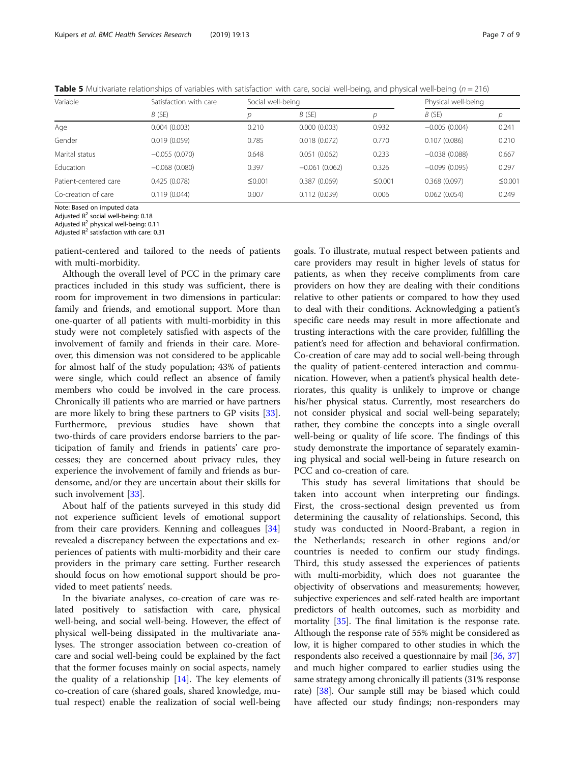**Table 5** Multivariate relationships of variables with satisfaction with care, social well-being, and physical well-being ($n = 216$)

| Variable | Satisfaction with care | Social well-being | | | Physical well-being | |
|---|---|---|---|---|---|---|
| | *B* (SE) | *p* | *B* (SE) | *p* | *B* (SE) | *p* |
| Age | 0.004 (0.003) | 0.210 | 0.000 (0.003) | 0.932 | −0.005 (0.004) | 0.241 |
| Gender | 0.019 (0.059) | 0.785 | 0.018 (0.072) | 0.770 | 0.107 (0.086) | 0.210 |
| Marital status | −0.055 (0.070) | 0.648 | 0.051 (0.062) | 0.233 | −0.038 (0.088) | 0.667 |
| Education | −0.068 (0.080) | 0.397 | −0.061 (0.062) | 0.326 | −0.099 (0.095) | 0.297 |
| Patient-centered care | 0.425 (0.078) | ≤0.001 | 0.387 (0.069) | ≤0.001 | 0.368 (0.097) | ≤0.001 |
| Co-creation of care | 0.119 (0.044) | 0.007 | 0.112 (0.039) | 0.006 | 0.062 (0.054) | 0.249 |

Note: Based on imputed data
Adjusted $R^2$ social well-being: 0.18
Adjusted $R^2$ physical well-being: 0.11
Adjusted $R^2$ satisfaction with care: 0.31

patient-centered and tailored to the needs of patients with multi-morbidity.

Although the overall level of PCC in the primary care practices included in this study was sufficient, there is room for improvement in two dimensions in particular: family and friends, and emotional support. More than one-quarter of all patients with multi-morbidity in this study were not completely satisfied with aspects of the involvement of family and friends in their care. Moreover, this dimension was not considered to be applicable for almost half of the study population; 43% of patients were single, which could reflect an absence of family members who could be involved in the care process. Chronically ill patients who are married or have partners are more likely to bring these partners to GP visits [33]. Furthermore, previous studies have shown that two-thirds of care providers endorse barriers to the participation of family and friends in patients' care processes; they are concerned about privacy rules, they experience the involvement of family and friends as burdensome, and/or they are uncertain about their skills for such involvement [33].

About half of the patients surveyed in this study did not experience sufficient levels of emotional support from their care providers. Kenning and colleagues [34] revealed a discrepancy between the expectations and experiences of patients with multi-morbidity and their care providers in the primary care setting. Further research should focus on how emotional support should be provided to meet patients' needs.

In the bivariate analyses, co-creation of care was related positively to satisfaction with care, physical well-being, and social well-being. However, the effect of physical well-being dissipated in the multivariate analyses. The stronger association between co-creation of care and social well-being could be explained by the fact that the former focuses mainly on social aspects, namely the quality of a relationship [14]. The key elements of co-creation of care (shared goals, shared knowledge, mutual respect) enable the realization of social well-being goals. To illustrate, mutual respect between patients and care providers may result in higher levels of status for patients, as when they receive compliments from care providers on how they are dealing with their conditions relative to other patients or compared to how they used to deal with their conditions. Acknowledging a patient's specific care needs may result in more affectionate and trusting interactions with the care provider, fulfilling the patient's need for affection and behavioral confirmation. Co-creation of care may add to social well-being through the quality of patient-centered interaction and communication. However, when a patient's physical health deteriorates, this quality is unlikely to improve or change his/her physical status. Currently, most researchers do not consider physical and social well-being separately; rather, they combine the concepts into a single overall well-being or quality of life score. The findings of this study demonstrate the importance of separately examining physical and social well-being in future research on PCC and co-creation of care.

This study has several limitations that should be taken into account when interpreting our findings. First, the cross-sectional design prevented us from determining the causality of relationships. Second, this study was conducted in Noord-Brabant, a region in the Netherlands; research in other regions and/or countries is needed to confirm our study findings. Third, this study assessed the experiences of patients with multi-morbidity, which does not guarantee the objectivity of observations and measurements; however, subjective experiences and self-rated health are important predictors of health outcomes, such as morbidity and mortality [35]. The final limitation is the response rate. Although the response rate of 55% might be considered as low, it is higher compared to other studies in which the respondents also received a questionnaire by mail [36, 37] and much higher compared to earlier studies using the same strategy among chronically ill patients (31% response rate) [38]. Our sample still may be biased which could have affected our study findings; non-responders may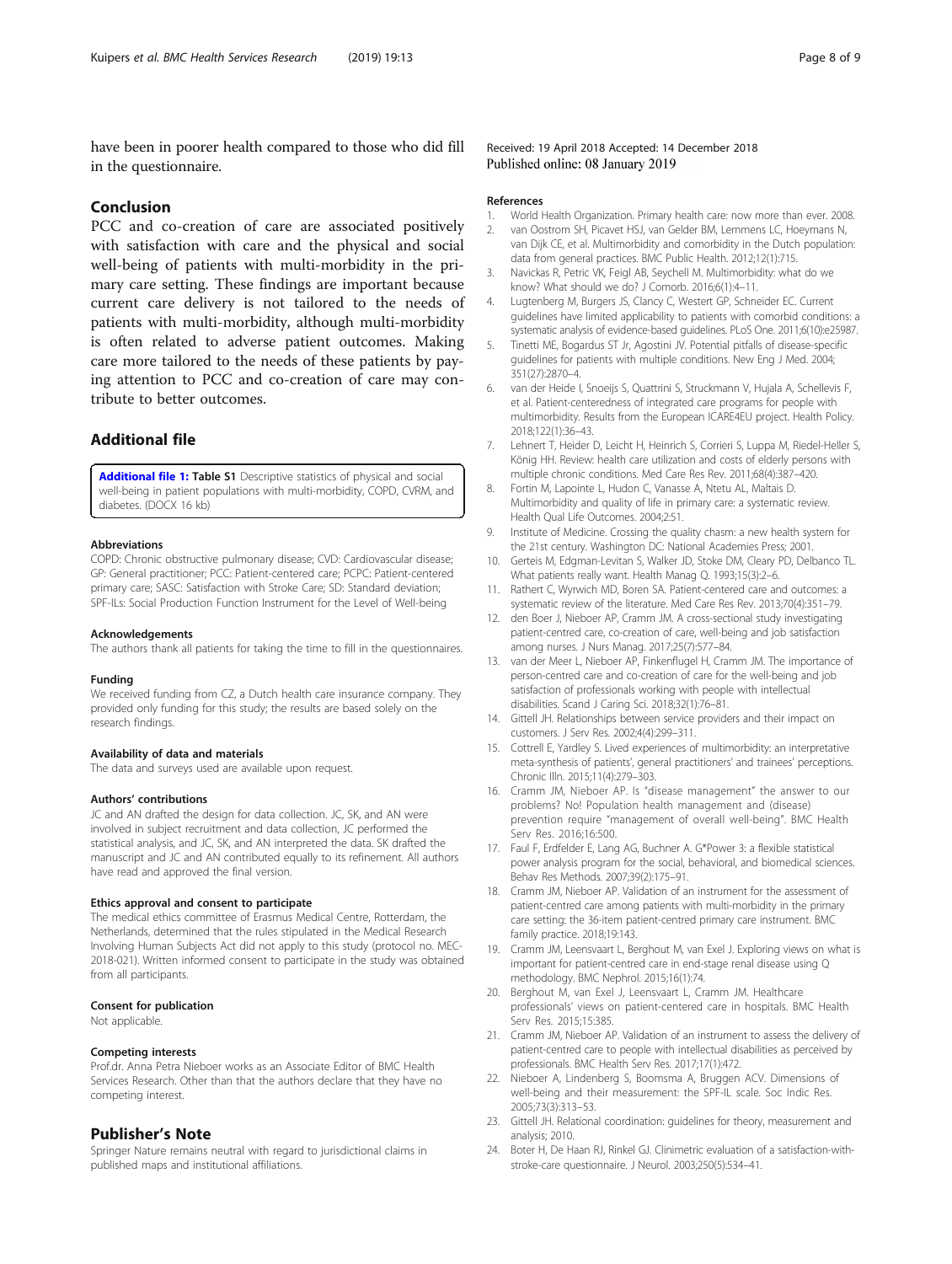have been in poorer health compared to those who did fill in the questionnaire.

## Conclusion

PCC and co-creation of care are associated positively with satisfaction with care and the physical and social well-being of patients with multi-morbidity in the primary care setting. These findings are important because current care delivery is not tailored to the needs of patients with multi-morbidity, although multi-morbidity is often related to adverse patient outcomes. Making care more tailored to the needs of these patients by paying attention to PCC and co-creation of care may contribute to better outcomes.

## Additional file

**Additional file 1: Table S1** Descriptive statistics of physical and social well-being in patient populations with multi-morbidity, COPD, CVRM, and diabetes. (DOCX 16 kb)

#### Abbreviations

COPD: Chronic obstructive pulmonary disease; CVD: Cardiovascular disease; GP: General practitioner; PCC: Patient-centered care; PCPC: Patient-centered primary care; SASC: Satisfaction with Stroke Care; SD: Standard deviation; SPF-ILs: Social Production Function Instrument for the Level of Well-being

#### Acknowledgements

The authors thank all patients for taking the time to fill in the questionnaires.

#### Funding

We received funding from CZ, a Dutch health care insurance company. They provided only funding for this study; the results are based solely on the research findings.

#### Availability of data and materials

The data and surveys used are available upon request.

#### Authors' contributions

JC and AN drafted the design for data collection. JC, SK, and AN were involved in subject recruitment and data collection, JC performed the statistical analysis, and JC, SK, and AN interpreted the data. SK drafted the manuscript and JC and AN contributed equally to its refinement. All authors have read and approved the final version.

#### Ethics approval and consent to participate

The medical ethics committee of Erasmus Medical Centre, Rotterdam, the Netherlands, determined that the rules stipulated in the Medical Research Involving Human Subjects Act did not apply to this study (protocol no. MEC-2018-021). Written informed consent to participate in the study was obtained from all participants.

#### Consent for publication

Not applicable.

#### Competing interests

Prof.dr. Anna Petra Nieboer works as an Associate Editor of BMC Health Services Research. Other than that the authors declare that they have no competing interest.

## Publisher's Note

Springer Nature remains neutral with regard to jurisdictional claims in published maps and institutional affiliations.

Received: 19 April 2018 Accepted: 14 December 2018
Published online: 08 January 2019

#### References

1. World Health Organization. Primary health care: now more than ever. 2008.
2. van Oostrom SH, Picavet HSJ, van Gelder BM, Lemmens LC, Hoeymans N, van Dijk CE, et al. Multimorbidity and comorbidity in the Dutch population: data from general practices. BMC Public Health. 2012;12(1):715.
3. Navickas R, Petric VK, Feigl AB, Seychell M. Multimorbidity: what do we know? What should we do? J Comorb. 2016;6(1):4–11.
4. Lugtenberg M, Burgers JS, Clancy C, Westert GP, Schneider EC. Current guidelines have limited applicability to patients with comorbid conditions: a systematic analysis of evidence-based guidelines. PLoS One. 2011;6(10):e25987.
5. Tinetti ME, Bogardus ST Jr, Agostini JV. Potential pitfalls of disease-specific guidelines for patients with multiple conditions. New Eng J Med. 2004; 351(27):2870–4.
6. van der Heide I, Snoeijs S, Quattrini S, Struckmann V, Hujala A, Schellevis F, et al. Patient-centeredness of integrated care programs for people with multimorbidity. Results from the European ICARE4EU project. Health Policy. 2018;122(1):36–43.
7. Lehnert T, Heider D, Leicht H, Heinrich S, Corrieri S, Luppa M, Riedel-Heller S, König HH. Review: health care utilization and costs of elderly persons with multiple chronic conditions. Med Care Res Rev. 2011;68(4):387–420.
8. Fortin M, Lapointe L, Hudon C, Vanasse A, Ntetu AL, Maltais D. Multimorbidity and quality of life in primary care: a systematic review. Health Qual Life Outcomes. 2004;2:51.
9. Institute of Medicine. Crossing the quality chasm: a new health system for the 21st century. Washington DC: National Academies Press; 2001.
10. Gerteis M, Edgman-Levitan S, Walker JD, Stoke DM, Cleary PD, Delbanco TL. What patients really want. Health Manag Q. 1993;15(3):2–6.
11. Rathert C, Wyrwich MD, Boren SA. Patient-centered care and outcomes: a systematic review of the literature. Med Care Res Rev. 2013;70(4):351–79.
12. den Boer J, Nieboer AP, Cramm JM. A cross-sectional study investigating patient-centred care, co-creation of care, well-being and job satisfaction among nurses. J Nurs Manag. 2017;25(7):577–84.
13. van der Meer L, Nieboer AP, Finkenflugel H, Cramm JM. The importance of person-centred care and co-creation of care for the well-being and job satisfaction of professionals working with people with intellectual disabilities. Scand J Caring Sci. 2018;32(1):76–81.
14. Gittell JH. Relationships between service providers and their impact on customers. J Serv Res. 2002;4(4):299–311.
15. Cottrell E, Yardley S. Lived experiences of multimorbidity: an interpretative meta-synthesis of patients', general practitioners' and trainees' perceptions. Chronic Illn. 2015;11(4):279–303.
16. Cramm JM, Nieboer AP. Is "disease management" the answer to our problems? No! Population health management and (disease) prevention require "management of overall well-being". BMC Health Serv Res. 2016;16:500.
17. Faul F, Erdfelder E, Lang AG, Buchner A. G*Power 3: a flexible statistical power analysis program for the social, behavioral, and biomedical sciences. Behav Res Methods. 2007;39(2):175–91.
18. Cramm JM, Nieboer AP. Validation of an instrument for the assessment of patient-centred care among patients with multi-morbidity in the primary care setting: the 36-item patient-centred primary care instrument. BMC family practice. 2018;19:143.
19. Cramm JM, Leensvaart L, Berghout M, van Exel J. Exploring views on what is important for patient-centred care in end-stage renal disease using Q methodology. BMC Nephrol. 2015;16(1):74.
20. Berghout M, van Exel J, Leensvaart L, Cramm JM. Healthcare professionals' views on patient-centered care in hospitals. BMC Health Serv Res. 2015;15:385.
21. Cramm JM, Nieboer AP. Validation of an instrument to assess the delivery of patient-centred care to people with intellectual disabilities as perceived by professionals. BMC Health Serv Res. 2017;17(1):472.
22. Nieboer A, Lindenberg S, Boomsma A, Bruggen ACV. Dimensions of well-being and their measurement: the SPF-IL scale. Soc Indic Res. 2005;73(3):313–53.
23. Gittell JH. Relational coordination: guidelines for theory, measurement and analysis; 2010.
24. Boter H, De Haan RJ, Rinkel GJ. Clinimetric evaluation of a satisfaction-with-stroke-care questionnaire. J Neurol. 2003;250(5):534–41.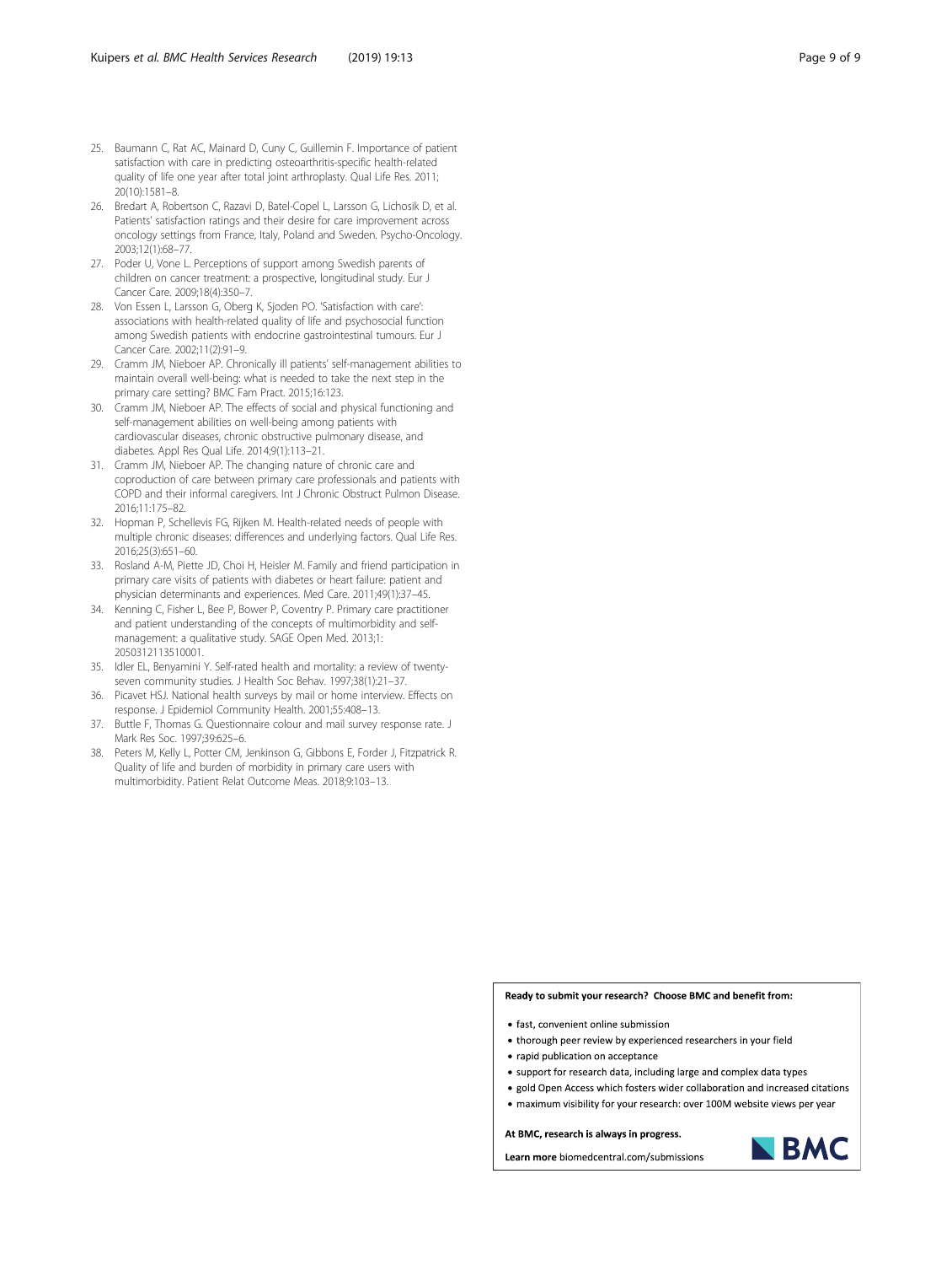25. Baumann C, Rat AC, Mainard D, Cuny C, Guillemin F. Importance of patient satisfaction with care in predicting osteoarthritis-specific health-related quality of life one year after total joint arthroplasty. Qual Life Res. 2011; 20(10):1581–8.
26. Bredart A, Robertson C, Razavi D, Batel-Copel L, Larsson G, Lichosik D, et al. Patients' satisfaction ratings and their desire for care improvement across oncology settings from France, Italy, Poland and Sweden. Psycho-Oncology. 2003;12(1):68–77.
27. Poder U, Vone L. Perceptions of support among Swedish parents of children on cancer treatment: a prospective, longitudinal study. Eur J Cancer Care. 2009;18(4):350–7.
28. Von Essen L, Larsson G, Oberg K, Sjoden PO. 'Satisfaction with care': associations with health-related quality of life and psychosocial function among Swedish patients with endocrine gastrointestinal tumours. Eur J Cancer Care. 2002;11(2):91–9.
29. Cramm JM, Nieboer AP. Chronically ill patients' self-management abilities to maintain overall well-being: what is needed to take the next step in the primary care setting? BMC Fam Pract. 2015;16:123.
30. Cramm JM, Nieboer AP. The effects of social and physical functioning and self-management abilities on well-being among patients with cardiovascular diseases, chronic obstructive pulmonary disease, and diabetes. Appl Res Qual Life. 2014;9(1):113–21.
31. Cramm JM, Nieboer AP. The changing nature of chronic care and coproduction of care between primary care professionals and patients with COPD and their informal caregivers. Int J Chronic Obstruct Pulmon Disease. 2016;11:175–82.
32. Hopman P, Schellevis FG, Rijken M. Health-related needs of people with multiple chronic diseases: differences and underlying factors. Qual Life Res. 2016;25(3):651–60.
33. Rosland A-M, Piette JD, Choi H, Heisler M. Family and friend participation in primary care visits of patients with diabetes or heart failure: patient and physician determinants and experiences. Med Care. 2011;49(1):37–45.
34. Kenning C, Fisher L, Bee P, Bower P, Coventry P. Primary care practitioner and patient understanding of the concepts of multimorbidity and self-management: a qualitative study. SAGE Open Med. 2013;1: 2050312113510001.
35. Idler EL, Benyamini Y. Self-rated health and mortality: a review of twenty-seven community studies. J Health Soc Behav. 1997;38(1):21–37.
36. Picavet HSJ. National health surveys by mail or home interview. Effects on response. J Epidemiol Community Health. 2001;55:408–13.
37. Buttle F, Thomas G. Questionnaire colour and mail survey response rate. J Mark Res Soc. 1997;39:625–6.
38. Peters M, Kelly L, Potter CM, Jenkinson G, Gibbons E, Forder J, Fitzpatrick R. Quality of life and burden of morbidity in primary care users with multimorbidity. Patient Relat Outcome Meas. 2018;9:103–13.

**Ready to submit your research? Choose BMC and benefit from:**

- fast, convenient online submission
- thorough peer review by experienced researchers in your field
- rapid publication on acceptance
- support for research data, including large and complex data types
- gold Open Access which fosters wider collaboration and increased citations
- maximum visibility for your research: over 100M website views per year

**At BMC, research is always in progress.**

**Learn more** biomedcentral.com/submissions

BMC